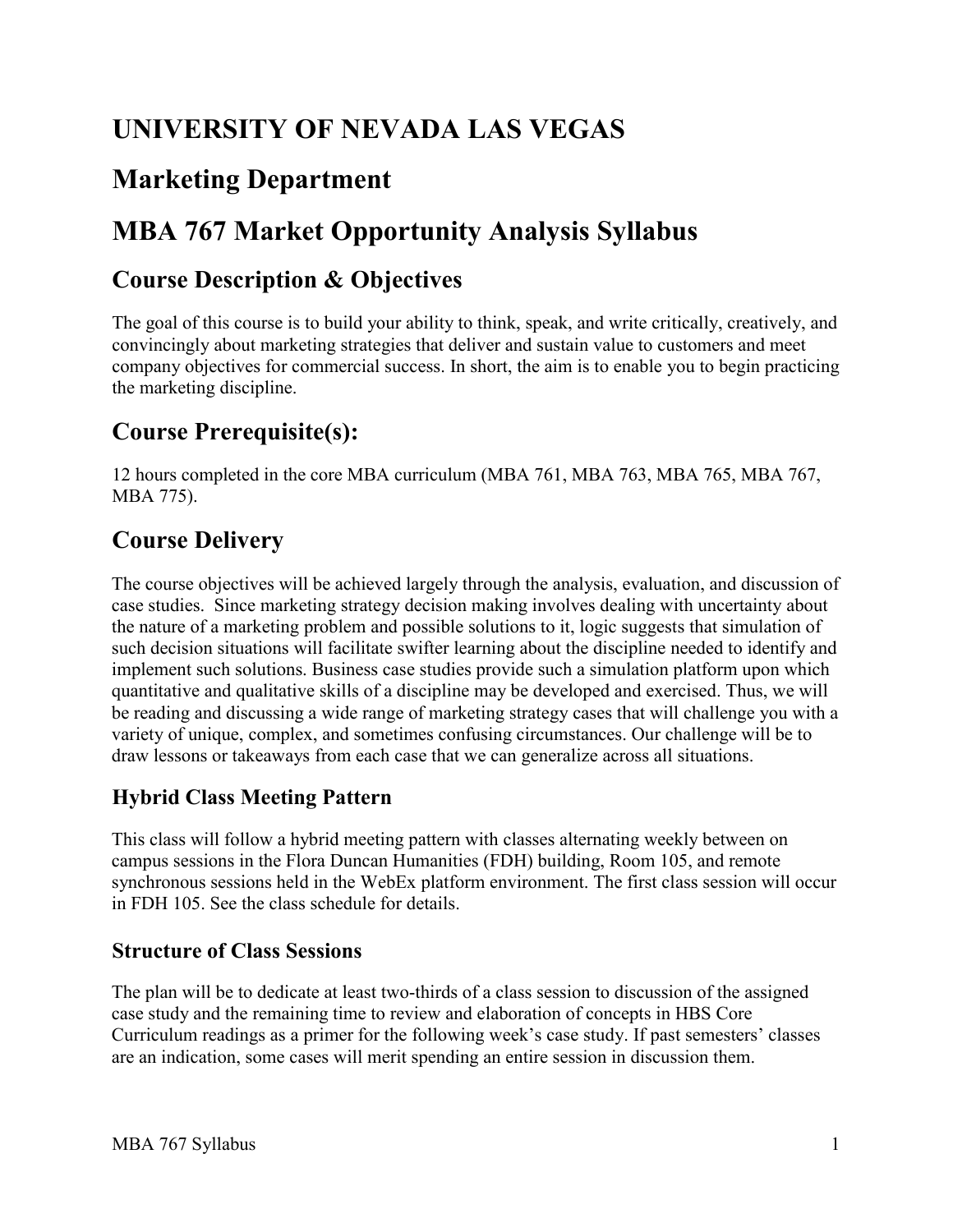# UNIVERSITY OF NEVADA LAS VEGAS

# Marketing Department

# MBA 767 Market Opportunity Analysis Syllabus

## Course Description & Objectives

The goal of this course is to build your ability to think, speak, and write critically, creatively, and convincingly about marketing strategies that deliver and sustain value to customers and meet company objectives for commercial success. In short, the aim is to enable you to begin practicing the marketing discipline.

## Course Prerequisite(s):

12 hours completed in the core MBA curriculum (MBA 761, MBA 763, MBA 765, MBA 767, MBA 775).

## Course Delivery

The course objectives will be achieved largely through the analysis, evaluation, and discussion of case studies. Since marketing strategy decision making involves dealing with uncertainty about the nature of a marketing problem and possible solutions to it, logic suggests that simulation of such decision situations will facilitate swifter learning about the discipline needed to identify and implement such solutions. Business case studies provide such a simulation platform upon which quantitative and qualitative skills of a discipline may be developed and exercised. Thus, we will be reading and discussing a wide range of marketing strategy cases that will challenge you with a variety of unique, complex, and sometimes confusing circumstances. Our challenge will be to draw lessons or takeaways from each case that we can generalize across all situations.

### Hybrid Class Meeting Pattern

This class will follow a hybrid meeting pattern with classes alternating weekly between on campus sessions in the Flora Duncan Humanities (FDH) building, Room 105, and remote synchronous sessions held in the WebEx platform environment. The first class session will occur in FDH 105. See the class schedule for details.

### Structure of Class Sessions

The plan will be to dedicate at least two-thirds of a class session to discussion of the assigned case study and the remaining time to review and elaboration of concepts in HBS Core Curriculum readings as a primer for the following week's case study. If past semesters' classes are an indication, some cases will merit spending an entire session in discussion them.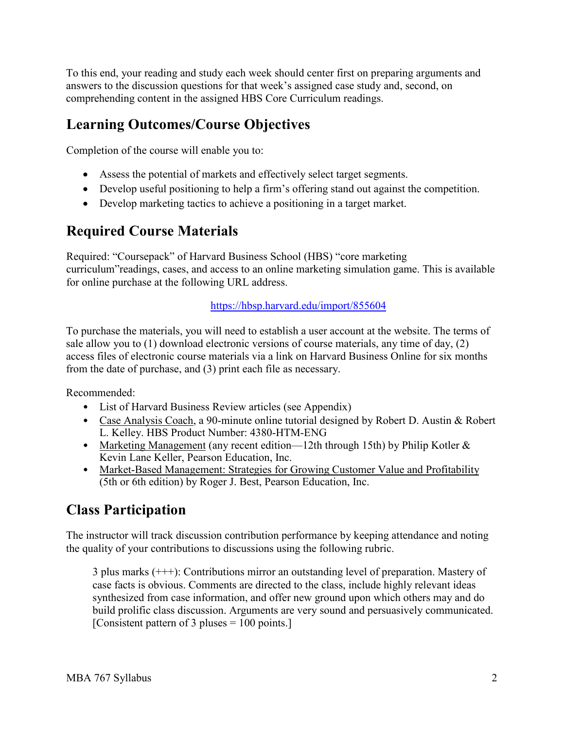To this end, your reading and study each week should center first on preparing arguments and answers to the discussion questions for that week's assigned case study and, second, on comprehending content in the assigned HBS Core Curriculum readings.

## Learning Outcomes/Course Objectives

Completion of the course will enable you to:

- Assess the potential of markets and effectively select target segments.
- Develop useful positioning to help a firm's offering stand out against the competition.
- Develop marketing tactics to achieve a positioning in a target market.

## Required Course Materials

Required: "Coursepack" of Harvard Business School (HBS) "core marketing curriculum"readings, cases, and access to an online marketing simulation game. This is available for online purchase at the following URL address.

https://hbsp.harvard.edu/import/855604

To purchase the materials, you will need to establish a user account at the website. The terms of sale allow you to (1) download electronic versions of course materials, any time of day, (2) access files of electronic course materials via a link on Harvard Business Online for six months from the date of purchase, and (3) print each file as necessary.

Recommended:

- List of Harvard Business Review articles (see Appendix)
- Case Analysis Coach, a 90-minute online tutorial designed by Robert D. Austin & Robert L. Kelley. HBS Product Number: 4380-HTM-ENG
- Marketing Management (any recent edition—12th through 15th) by Philip Kotler & Kevin Lane Keller, Pearson Education, Inc.
- Market-Based Management: Strategies for Growing Customer Value and Profitability (5th or 6th edition) by Roger J. Best, Pearson Education, Inc.

## Class Participation

The instructor will track discussion contribution performance by keeping attendance and noting the quality of your contributions to discussions using the following rubric.

> 3 plus marks (+++): Contributions mirror an outstanding level of preparation. Mastery of case facts is obvious. Comments are directed to the class, include highly relevant ideas synthesized from case information, and offer new ground upon which others may and do build prolific class discussion. Arguments are very sound and persuasively communicated. [Consistent pattern of 3 pluses = 100 points.]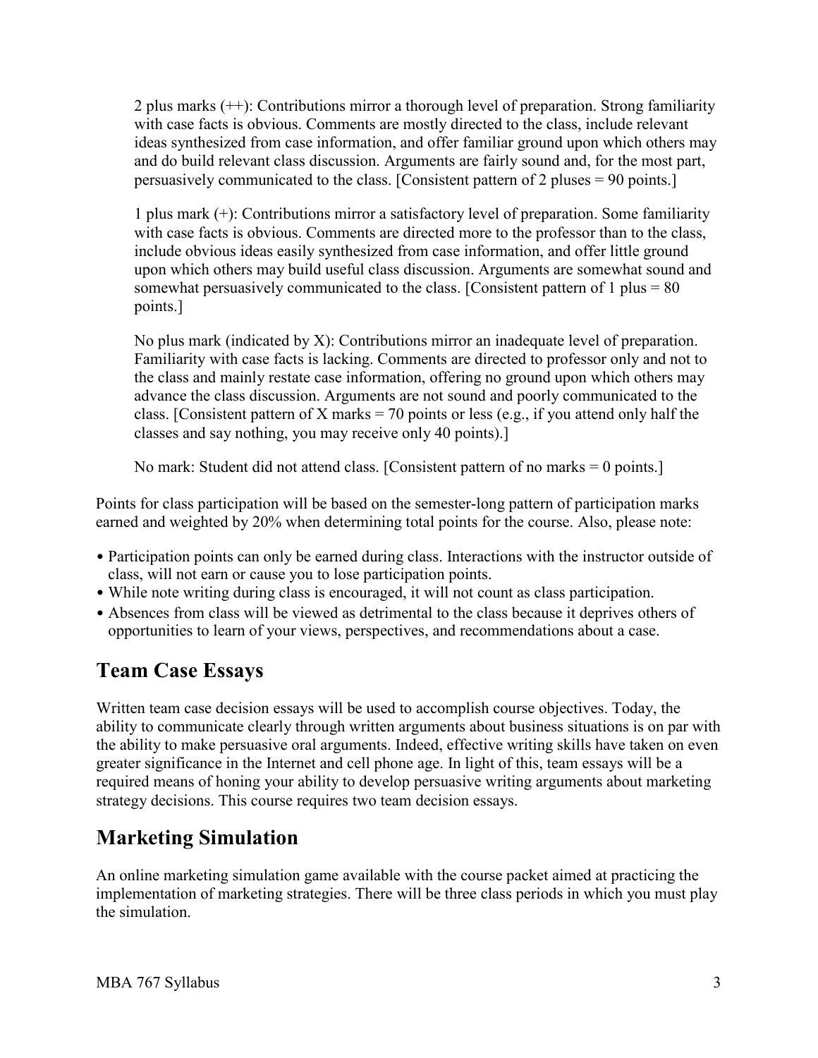2 plus marks (++): Contributions mirror a thorough level of preparation. Strong familiarity with case facts is obvious. Comments are mostly directed to the class, include relevant ideas synthesized from case information, and offer familiar ground upon which others may and do build relevant class discussion. Arguments are fairly sound and, for the most part, persuasively communicated to the class. [Consistent pattern of 2 pluses = 90 points.]

1 plus mark (+): Contributions mirror a satisfactory level of preparation. Some familiarity with case facts is obvious. Comments are directed more to the professor than to the class, include obvious ideas easily synthesized from case information, and offer little ground upon which others may build useful class discussion. Arguments are somewhat sound and somewhat persuasively communicated to the class. [Consistent pattern of 1 plus = 80 points.]

No plus mark (indicated by X): Contributions mirror an inadequate level of preparation. Familiarity with case facts is lacking. Comments are directed to professor only and not to the class and mainly restate case information, offering no ground upon which others may advance the class discussion. Arguments are not sound and poorly communicated to the class. [Consistent pattern of X marks = 70 points or less (e.g., if you attend only half the classes and say nothing, you may receive only 40 points).]

No mark: Student did not attend class. [Consistent pattern of no marks = 0 points.]

Points for class participation will be based on the semester-long pattern of participation marks earned and weighted by 20% when determining total points for the course. Also, please note:

- Participation points can only be earned during class. Interactions with the instructor outside of class, will not earn or cause you to lose participation points.
- While note writing during class is encouraged, it will not count as class participation.
- Absences from class will be viewed as detrimental to the class because it deprives others of opportunities to learn of your views, perspectives, and recommendations about a case.

## Team Case Essays

Written team case decision essays will be used to accomplish course objectives. Today, the ability to communicate clearly through written arguments about business situations is on par with the ability to make persuasive oral arguments. Indeed, effective writing skills have taken on even greater significance in the Internet and cell phone age. In light of this, team essays will be a required means of honing your ability to develop persuasive writing arguments about marketing strategy decisions. This course requires two team decision essays.

## Marketing Simulation

An online marketing simulation game available with the course packet aimed at practicing the implementation of marketing strategies. There will be three class periods in which you must play the simulation.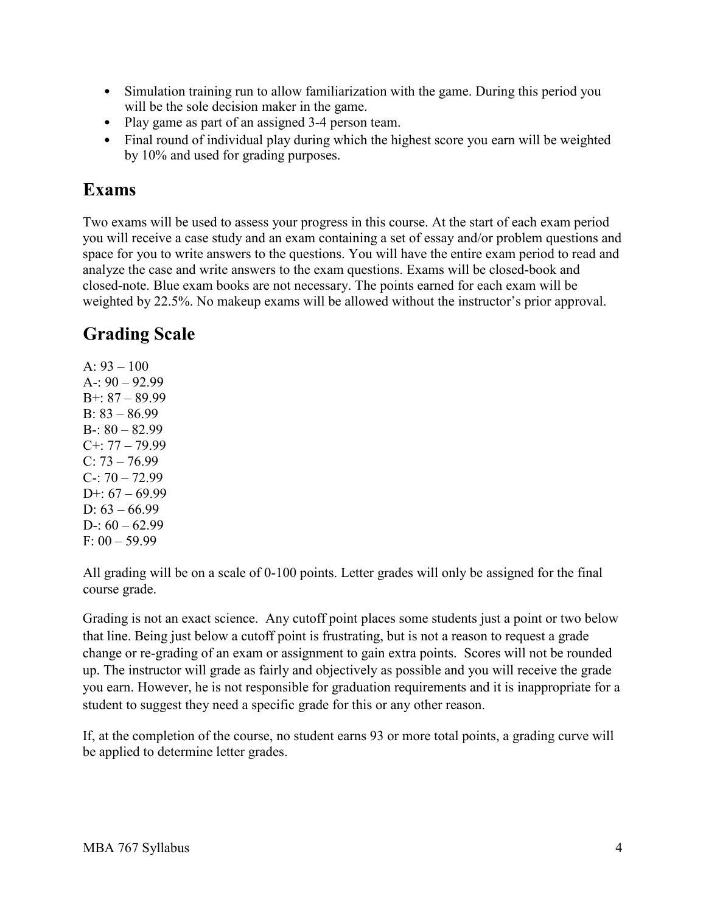- Simulation training run to allow familiarization with the game. During this period you will be the sole decision maker in the game.
- Play game as part of an assigned 3-4 person team.
- Final round of individual play during which the highest score you earn will be weighted by 10% and used for grading purposes.

## Exams

Two exams will be used to assess your progress in this course. At the start of each exam period you will receive a case study and an exam containing a set of essay and/or problem questions and space for you to write answers to the questions. You will have the entire exam period to read and analyze the case and write answers to the exam questions. Exams will be closed-book and closed-note. Blue exam books are not necessary. The points earned for each exam will be weighted by 22.5%. No makeup exams will be allowed without the instructor's prior approval.

## Grading Scale

A: 93 – 100
A-: 90 – 92.99
B+: 87 – 89.99
B: 83 – 86.99
B-: 80 – 82.99
C+: 77 – 79.99
C: 73 – 76.99
C-: 70 – 72.99
D+: 67 – 69.99
D: 63 – 66.99
D-: 60 – 62.99
F: 00 – 59.99

All grading will be on a scale of 0-100 points. Letter grades will only be assigned for the final course grade.

Grading is not an exact science. Any cutoff point places some students just a point or two below that line. Being just below a cutoff point is frustrating, but is not a reason to request a grade change or re-grading of an exam or assignment to gain extra points. Scores will not be rounded up. The instructor will grade as fairly and objectively as possible and you will receive the grade you earn. However, he is not responsible for graduation requirements and it is inappropriate for a student to suggest they need a specific grade for this or any other reason.

If, at the completion of the course, no student earns 93 or more total points, a grading curve will be applied to determine letter grades.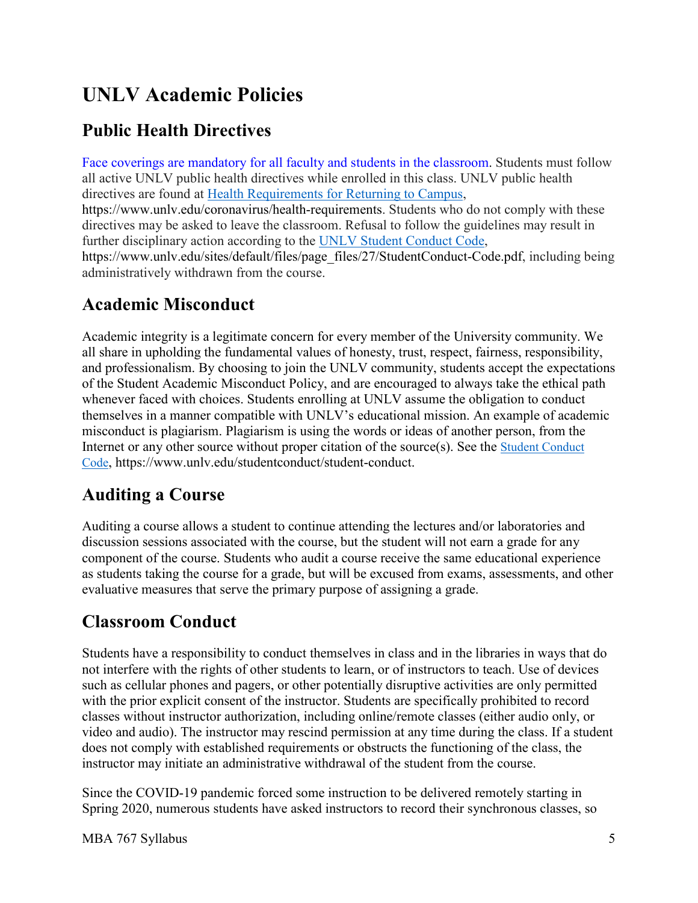# UNLV Academic Policies

## Public Health Directives

Face coverings are mandatory for all faculty and students in the classroom. Students must follow all active UNLV public health directives while enrolled in this class. UNLV public health directives are found at [Health Requirements for Returning to Campus](https://www.unlv.edu/coronavirus/health-requirements), https://www.unlv.edu/coronavirus/health-requirements. Students who do not comply with these directives may be asked to leave the classroom. Refusal to follow the guidelines may result in further disciplinary action according to the [UNLV Student Conduct Code](https://www.unlv.edu/sites/default/files/page_files/27/StudentConduct-Code.pdf), https://www.unlv.edu/sites/default/files/page_files/27/StudentConduct-Code.pdf, including being administratively withdrawn from the course.

## Academic Misconduct

Academic integrity is a legitimate concern for every member of the University community. We all share in upholding the fundamental values of honesty, trust, respect, fairness, responsibility, and professionalism. By choosing to join the UNLV community, students accept the expectations of the Student Academic Misconduct Policy, and are encouraged to always take the ethical path whenever faced with choices. Students enrolling at UNLV assume the obligation to conduct themselves in a manner compatible with UNLV's educational mission. An example of academic misconduct is plagiarism. Plagiarism is using the words or ideas of another person, from the Internet or any other source without proper citation of the source(s). See the [Student Conduct Code](https://www.unlv.edu/studentconduct/student-conduct), https://www.unlv.edu/studentconduct/student-conduct.

## Auditing a Course

Auditing a course allows a student to continue attending the lectures and/or laboratories and discussion sessions associated with the course, but the student will not earn a grade for any component of the course. Students who audit a course receive the same educational experience as students taking the course for a grade, but will be excused from exams, assessments, and other evaluative measures that serve the primary purpose of assigning a grade.

## Classroom Conduct

Students have a responsibility to conduct themselves in class and in the libraries in ways that do not interfere with the rights of other students to learn, or of instructors to teach. Use of devices such as cellular phones and pagers, or other potentially disruptive activities are only permitted with the prior explicit consent of the instructor. Students are specifically prohibited to record classes without instructor authorization, including online/remote classes (either audio only, or video and audio). The instructor may rescind permission at any time during the class. If a student does not comply with established requirements or obstructs the functioning of the class, the instructor may initiate an administrative withdrawal of the student from the course.

Since the COVID-19 pandemic forced some instruction to be delivered remotely starting in Spring 2020, numerous students have asked instructors to record their synchronous classes, so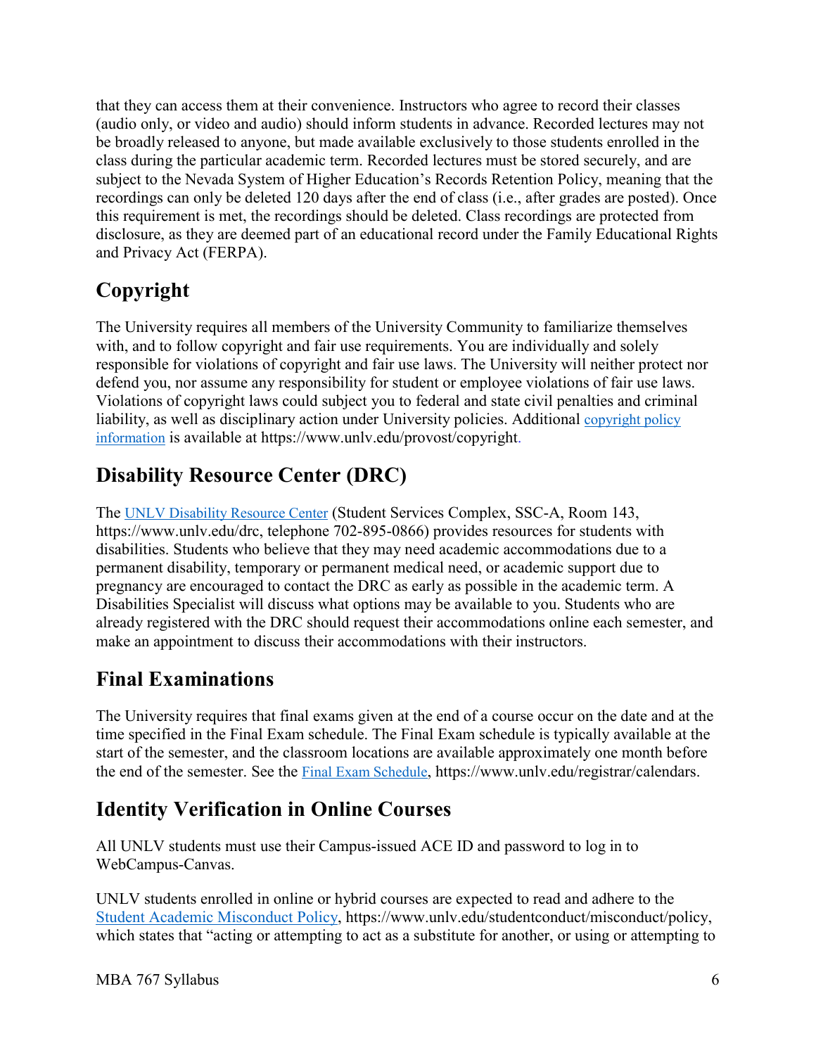that they can access them at their convenience. Instructors who agree to record their classes (audio only, or video and audio) should inform students in advance. Recorded lectures may not be broadly released to anyone, but made available exclusively to those students enrolled in the class during the particular academic term. Recorded lectures must be stored securely, and are subject to the Nevada System of Higher Education's Records Retention Policy, meaning that the recordings can only be deleted 120 days after the end of class (i.e., after grades are posted). Once this requirement is met, the recordings should be deleted. Class recordings are protected from disclosure, as they are deemed part of an educational record under the Family Educational Rights and Privacy Act (FERPA).

## Copyright

The University requires all members of the University Community to familiarize themselves with, and to follow copyright and fair use requirements. You are individually and solely responsible for violations of copyright and fair use laws. The University will neither protect nor defend you, nor assume any responsibility for student or employee violations of fair use laws. Violations of copyright laws could subject you to federal and state civil penalties and criminal liability, as well as disciplinary action under University policies. Additional [copyright policy information](https://www.unlv.edu/provost/copyright) is available at https://www.unlv.edu/provost/copyright.

## Disability Resource Center (DRC)

The [UNLV Disability Resource Center](https://www.unlv.edu/drc) (Student Services Complex, SSC-A, Room 143, https://www.unlv.edu/drc, telephone 702-895-0866) provides resources for students with disabilities. Students who believe that they may need academic accommodations due to a permanent disability, temporary or permanent medical need, or academic support due to pregnancy are encouraged to contact the DRC as early as possible in the academic term. A Disabilities Specialist will discuss what options may be available to you. Students who are already registered with the DRC should request their accommodations online each semester, and make an appointment to discuss their accommodations with their instructors.

## Final Examinations

The University requires that final exams given at the end of a course occur on the date and at the time specified in the Final Exam schedule. The Final Exam schedule is typically available at the start of the semester, and the classroom locations are available approximately one month before the end of the semester. See the [Final Exam Schedule](https://www.unlv.edu/registrar/calendars), https://www.unlv.edu/registrar/calendars.

## Identity Verification in Online Courses

All UNLV students must use their Campus-issued ACE ID and password to log in to WebCampus-Canvas.

UNLV students enrolled in online or hybrid courses are expected to read and adhere to the [Student Academic Misconduct Policy](https://www.unlv.edu/studentconduct/misconduct/policy), https://www.unlv.edu/studentconduct/misconduct/policy, which states that "acting or attempting to act as a substitute for another, or using or attempting to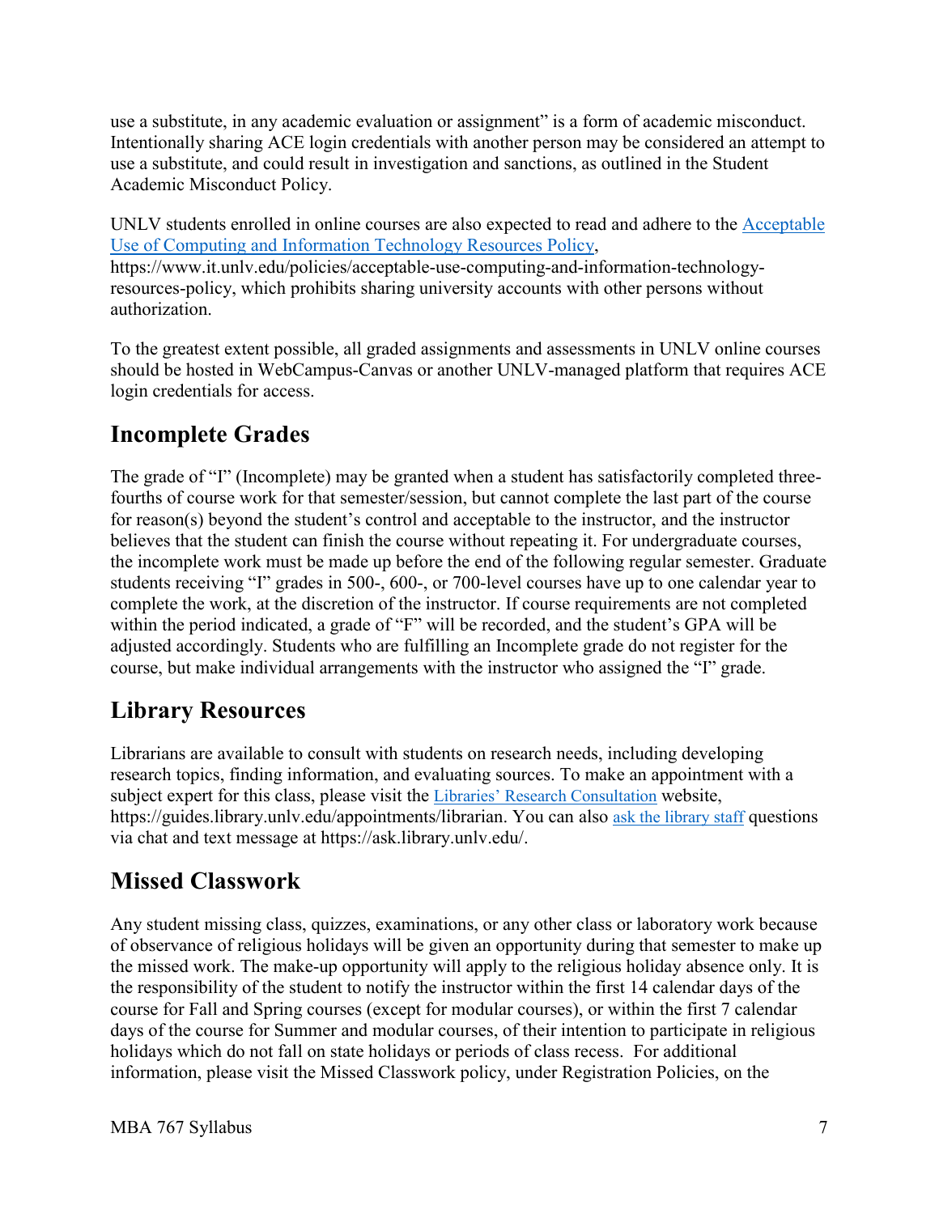use a substitute, in any academic evaluation or assignment" is a form of academic misconduct. Intentionally sharing ACE login credentials with another person may be considered an attempt to use a substitute, and could result in investigation and sanctions, as outlined in the Student Academic Misconduct Policy.

UNLV students enrolled in online courses are also expected to read and adhere to the [Acceptable Use of Computing and Information Technology Resources Policy](https://www.it.unlv.edu/policies/acceptable-use-computing-and-information-technology-resources-policy), https://www.it.unlv.edu/policies/acceptable-use-computing-and-information-technology-resources-policy, which prohibits sharing university accounts with other persons without authorization.

To the greatest extent possible, all graded assignments and assessments in UNLV online courses should be hosted in WebCampus-Canvas or another UNLV-managed platform that requires ACE login credentials for access.

## Incomplete Grades

The grade of "I" (Incomplete) may be granted when a student has satisfactorily completed three-fourths of course work for that semester/session, but cannot complete the last part of the course for reason(s) beyond the student's control and acceptable to the instructor, and the instructor believes that the student can finish the course without repeating it. For undergraduate courses, the incomplete work must be made up before the end of the following regular semester. Graduate students receiving "I" grades in 500-, 600-, or 700-level courses have up to one calendar year to complete the work, at the discretion of the instructor. If course requirements are not completed within the period indicated, a grade of "F" will be recorded, and the student's GPA will be adjusted accordingly. Students who are fulfilling an Incomplete grade do not register for the course, but make individual arrangements with the instructor who assigned the "I" grade.

## Library Resources

Librarians are available to consult with students on research needs, including developing research topics, finding information, and evaluating sources. To make an appointment with a subject expert for this class, please visit the [Libraries' Research Consultation](https://guides.library.unlv.edu/appointments/librarian) website, https://guides.library.unlv.edu/appointments/librarian. You can also [ask the library staff](https://ask.library.unlv.edu/) questions via chat and text message at https://ask.library.unlv.edu/.

## Missed Classwork

Any student missing class, quizzes, examinations, or any other class or laboratory work because of observance of religious holidays will be given an opportunity during that semester to make up the missed work. The make-up opportunity will apply to the religious holiday absence only. It is the responsibility of the student to notify the instructor within the first 14 calendar days of the course for Fall and Spring courses (except for modular courses), or within the first 7 calendar days of the course for Summer and modular courses, of their intention to participate in religious holidays which do not fall on state holidays or periods of class recess. For additional information, please visit the Missed Classwork policy, under Registration Policies, on the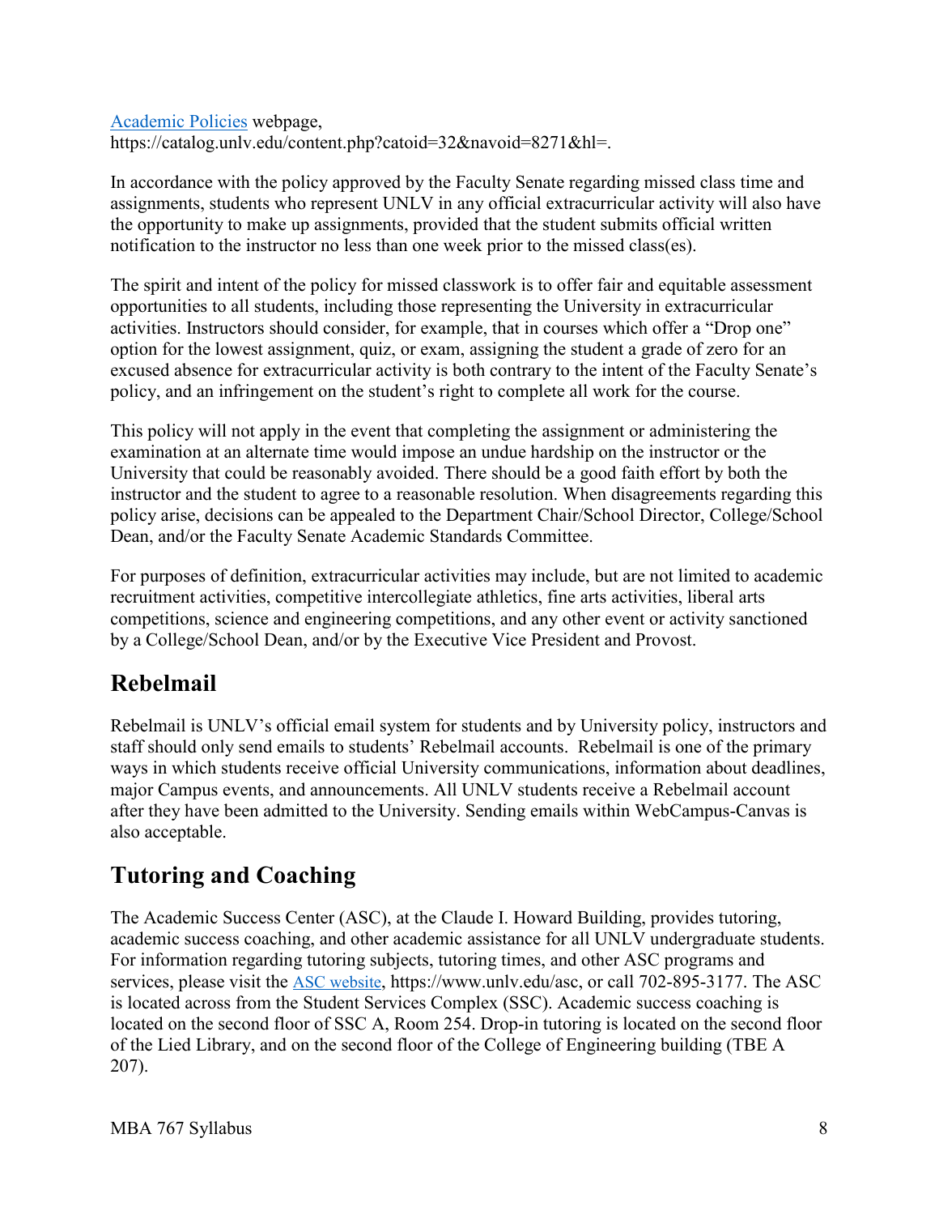[Academic Policies](https://catalog.unlv.edu/content.php?catoid=32&navoid=8271&hl=) webpage, https://catalog.unlv.edu/content.php?catoid=32&navoid=8271&hl=.

In accordance with the policy approved by the Faculty Senate regarding missed class time and assignments, students who represent UNLV in any official extracurricular activity will also have the opportunity to make up assignments, provided that the student submits official written notification to the instructor no less than one week prior to the missed class(es).

The spirit and intent of the policy for missed classwork is to offer fair and equitable assessment opportunities to all students, including those representing the University in extracurricular activities. Instructors should consider, for example, that in courses which offer a "Drop one" option for the lowest assignment, quiz, or exam, assigning the student a grade of zero for an excused absence for extracurricular activity is both contrary to the intent of the Faculty Senate's policy, and an infringement on the student's right to complete all work for the course.

This policy will not apply in the event that completing the assignment or administering the examination at an alternate time would impose an undue hardship on the instructor or the University that could be reasonably avoided. There should be a good faith effort by both the instructor and the student to agree to a reasonable resolution. When disagreements regarding this policy arise, decisions can be appealed to the Department Chair/School Director, College/School Dean, and/or the Faculty Senate Academic Standards Committee.

For purposes of definition, extracurricular activities may include, but are not limited to academic recruitment activities, competitive intercollegiate athletics, fine arts activities, liberal arts competitions, science and engineering competitions, and any other event or activity sanctioned by a College/School Dean, and/or by the Executive Vice President and Provost.

## Rebelmail

Rebelmail is UNLV's official email system for students and by University policy, instructors and staff should only send emails to students' Rebelmail accounts. Rebelmail is one of the primary ways in which students receive official University communications, information about deadlines, major Campus events, and announcements. All UNLV students receive a Rebelmail account after they have been admitted to the University. Sending emails within WebCampus-Canvas is also acceptable.

## Tutoring and Coaching

The Academic Success Center (ASC), at the Claude I. Howard Building, provides tutoring, academic success coaching, and other academic assistance for all UNLV undergraduate students. For information regarding tutoring subjects, tutoring times, and other ASC programs and services, please visit the [ASC website](https://www.unlv.edu/asc), https://www.unlv.edu/asc, or call 702-895-3177. The ASC is located across from the Student Services Complex (SSC). Academic success coaching is located on the second floor of SSC A, Room 254. Drop-in tutoring is located on the second floor of the Lied Library, and on the second floor of the College of Engineering building (TBE A 207).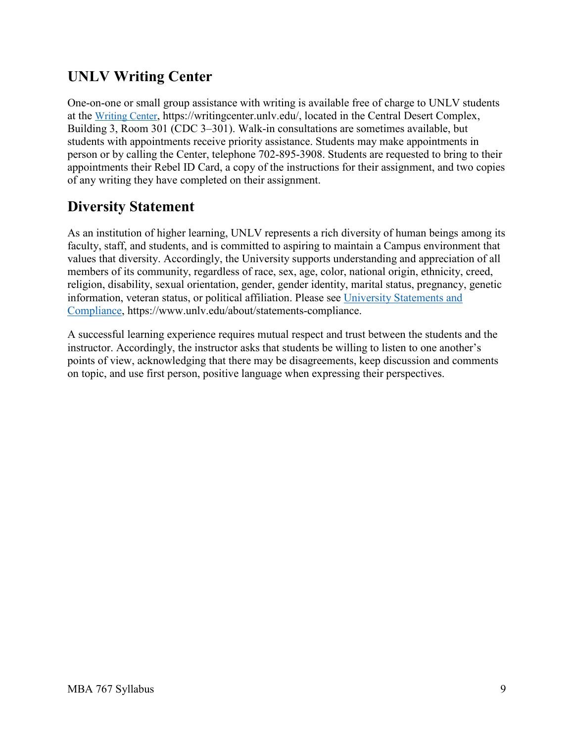## UNLV Writing Center

One-on-one or small group assistance with writing is available free of charge to UNLV students at the [Writing Center](https://writingcenter.unlv.edu/), https://writingcenter.unlv.edu/, located in the Central Desert Complex, Building 3, Room 301 (CDC 3–301). Walk-in consultations are sometimes available, but students with appointments receive priority assistance. Students may make appointments in person or by calling the Center, telephone 702-895-3908. Students are requested to bring to their appointments their Rebel ID Card, a copy of the instructions for their assignment, and two copies of any writing they have completed on their assignment.

## Diversity Statement

As an institution of higher learning, UNLV represents a rich diversity of human beings among its faculty, staff, and students, and is committed to aspiring to maintain a Campus environment that values that diversity. Accordingly, the University supports understanding and appreciation of all members of its community, regardless of race, sex, age, color, national origin, ethnicity, creed, religion, disability, sexual orientation, gender, gender identity, marital status, pregnancy, genetic information, veteran status, or political affiliation. Please see [University Statements and Compliance](https://www.unlv.edu/about/statements-compliance), https://www.unlv.edu/about/statements-compliance.

A successful learning experience requires mutual respect and trust between the students and the instructor. Accordingly, the instructor asks that students be willing to listen to one another's points of view, acknowledging that there may be disagreements, keep discussion and comments on topic, and use first person, positive language when expressing their perspectives.